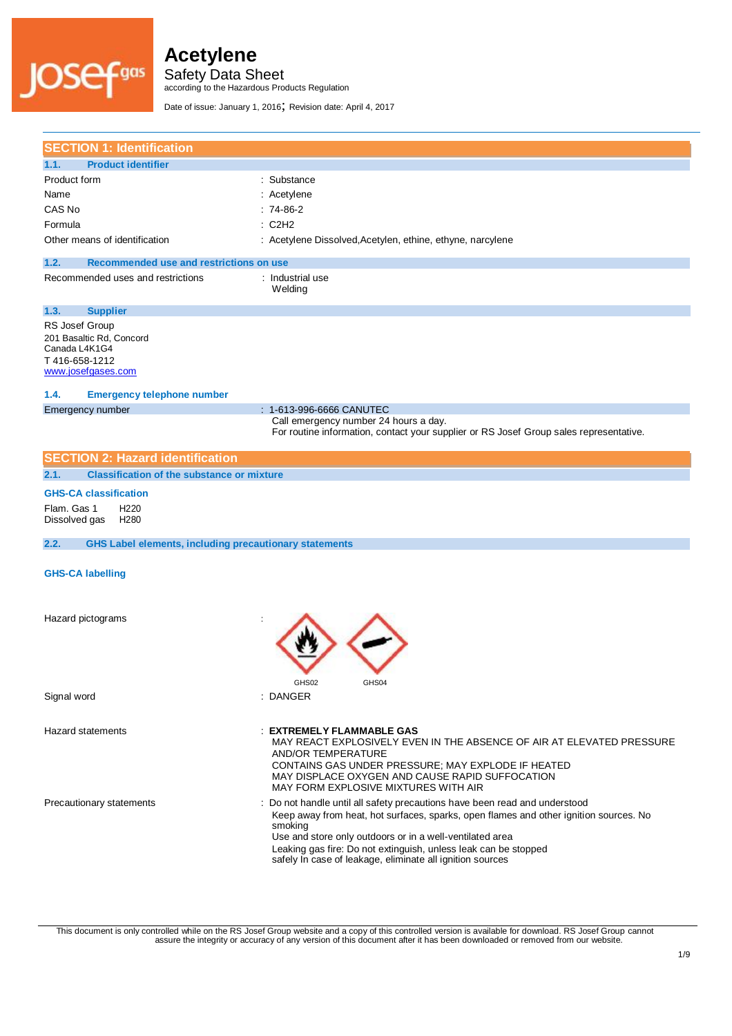# Acetylene

Safety Data Sheet
according to the Hazardous Products Regulation

Date of issue: January 1, 2016; Revision date: April 4, 2017

## SECTION 1: Identification

### 1.1. Product identifier

| | |
|---|---|
| Product form | : Substance |
| Name | : Acetylene |
| CAS No | : 74-86-2 |
| Formula | : $C_2H_2$ |
| Other means of identification | : Acetylene Dissolved,Acetylen, ethine, ethyne, narcylene |

### 1.2. Recommended use and restrictions on use

| | |
|---|---|
| Recommended uses and restrictions | : Industrial use<br>Welding |

### 1.3. Supplier

RS Josef Group
201 Basaltic Rd, Concord
Canada L4K1G4
T 416-658-1212
www.josefgases.com

### 1.4. Emergency telephone number

| | |
|---|---|
| Emergency number | : 1-613-996-6666 CANUTEC<br>Call emergency number 24 hours a day.<br>For routine information, contact your supplier or RS Josef Group sales representative. |

## SECTION 2: Hazard identification

### 2.1. Classification of the substance or mixture

**GHS-CA classification**

| | |
|---|---|
| Flam. Gas 1 | H220 |
| Dissolved gas | H280 |

### 2.2. GHS Label elements, including precautionary statements

**GHS-CA labelling**

Hazard pictograms :

GHS02 GHS04

Signal word : DANGER

Hazard statements :
**EXTREMELY FLAMMABLE GAS**
MAY REACT EXPLOSIVELY EVEN IN THE ABSENCE OF AIR AT ELEVATED PRESSURE AND/OR TEMPERATURE
CONTAINS GAS UNDER PRESSURE; MAY EXPLODE IF HEATED
MAY DISPLACE OXYGEN AND CAUSE RAPID SUFFOCATION
MAY FORM EXPLOSIVE MIXTURES WITH AIR

Precautionary statements :
Do not handle until all safety precautions have been read and understood
Keep away from heat, hot surfaces, sparks, open flames and other ignition sources. No smoking
Use and store only outdoors or in a well-ventilated area
Leaking gas fire: Do not extinguish, unless leak can be stopped safely In case of leakage, eliminate all ignition sources

This document is only controlled while on the RS Josef Group website and a copy of this controlled version is available for download. RS Josef Group cannot assure the integrity or accuracy of any version of this document after it has been downloaded or removed from our website.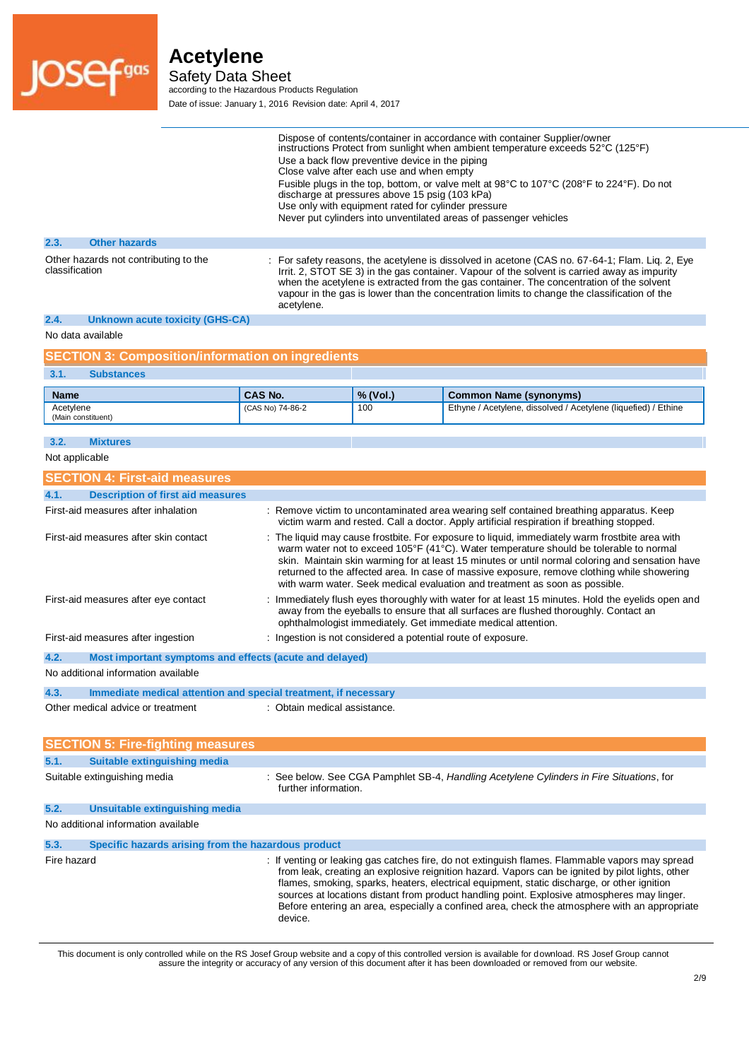Dispose of contents/container in accordance with container Supplier/owner instructions Protect from sunlight when ambient temperature exceeds 52°C (125°F)
Use a back flow preventive device in the piping
Close valve after each use and when empty
Fusible plugs in the top, bottom, or valve melt at 98°C to 107°C (208°F to 224°F). Do not discharge at pressures above 15 psig (103 kPa)
Use only with equipment rated for cylinder pressure
Never put cylinders into unventilated areas of passenger vehicles

### 2.3. Other hazards

Other hazards not contributing to the classification : For safety reasons, the acetylene is dissolved in acetone (CAS no. 67-64-1; Flam. Liq. 2, Eye Irrit. 2, STOT SE 3) in the gas container. Vapour of the solvent is carried away as impurity when the acetylene is extracted from the gas container. The concentration of the solvent vapour in the gas is lower than the concentration limits to change the classification of the acetylene.

### 2.4. Unknown acute toxicity (GHS-CA)

No data available

## SECTION 3: Composition/information on ingredients

### 3.1. Substances

| Name | CAS No. | % (Vol.) | Common Name (synonyms) |
|---|---|---|---|
| Acetylene (Main constituent) | (CAS No) 74-86-2 | 100 | Ethyne / Acetylene, dissolved / Acetylene (liquefied) / Ethine |

### 3.2. Mixtures

Not applicable

## SECTION 4: First-aid measures

### 4.1. Description of first aid measures

First-aid measures after inhalation : Remove victim to uncontaminated area wearing self contained breathing apparatus. Keep victim warm and rested. Call a doctor. Apply artificial respiration if breathing stopped.

First-aid measures after skin contact : The liquid may cause frostbite. For exposure to liquid, immediately warm frostbite area with warm water not to exceed 105°F (41°C). Water temperature should be tolerable to normal skin. Maintain skin warming for at least 15 minutes or until normal coloring and sensation have returned to the affected area. In case of massive exposure, remove clothing while showering with warm water. Seek medical evaluation and treatment as soon as possible.

First-aid measures after eye contact : Immediately flush eyes thoroughly with water for at least 15 minutes. Hold the eyelids open and away from the eyeballs to ensure that all surfaces are flushed thoroughly. Contact an ophthalmologist immediately. Get immediate medical attention.

First-aid measures after ingestion : Ingestion is not considered a potential route of exposure.

### 4.2. Most important symptoms and effects (acute and delayed)

No additional information available

### 4.3. Immediate medical attention and special treatment, if necessary

Other medical advice or treatment : Obtain medical assistance.

## SECTION 5: Fire-fighting measures

### 5.1. Suitable extinguishing media

Suitable extinguishing media : See below. See CGA Pamphlet SB-4, *Handling Acetylene Cylinders in Fire Situations*, for further information.

### 5.2. Unsuitable extinguishing media

No additional information available

### 5.3. Specific hazards arising from the hazardous product

Fire hazard : If venting or leaking gas catches fire, do not extinguish flames. Flammable vapors may spread from leak, creating an explosive reignition hazard. Vapors can be ignited by pilot lights, other flames, smoking, sparks, heaters, electrical equipment, static discharge, or other ignition sources at locations distant from product handling point. Explosive atmospheres may linger. Before entering an area, especially a confined area, check the atmosphere with an appropriate device.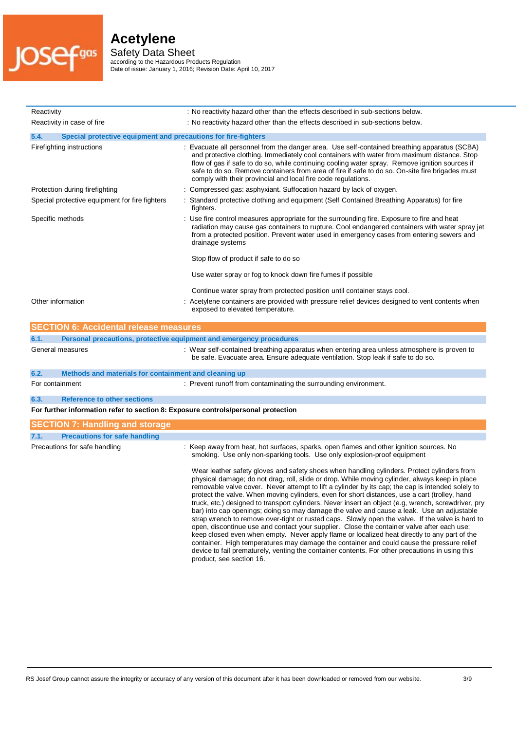| | |
|---|---|
| Reactivity | : No reactivity hazard other than the effects described in sub-sections below. |
| Reactivity in case of fire | : No reactivity hazard other than the effects described in sub-sections below. |

### 5.4. Special protective equipment and precautions for fire-fighters

| | |
|---|---|
| Firefighting instructions | : Evacuate all personnel from the danger area. Use self-contained breathing apparatus (SCBA) and protective clothing. Immediately cool containers with water from maximum distance. Stop flow of gas if safe to do so, while continuing cooling water spray. Remove ignition sources if safe to do so. Remove containers from area of fire if safe to do so. On-site fire brigades must comply with their provincial and local fire code regulations. |
| Protection during firefighting | : Compressed gas: asphyxiant. Suffocation hazard by lack of oxygen. |
| Special protective equipment for fire fighters | : Standard protective clothing and equipment (Self Contained Breathing Apparatus) for fire fighters. |
| Specific methods | : Use fire control measures appropriate for the surrounding fire. Exposure to fire and heat radiation may cause gas containers to rupture. Cool endangered containers with water spray jet from a protected position. Prevent water used in emergency cases from entering sewers and drainage systems<br><br>Stop flow of product if safe to do so<br><br>Use water spray or fog to knock down fire fumes if possible<br><br>Continue water spray from protected position until container stays cool. |
| Other information | : Acetylene containers are provided with pressure relief devices designed to vent contents when exposed to elevated temperature. |

## SECTION 6: Accidental release measures

### 6.1. Personal precautions, protective equipment and emergency procedures

| | |
|---|---|
| General measures | : Wear self-contained breathing apparatus when entering area unless atmosphere is proven to be safe. Evacuate area. Ensure adequate ventilation. Stop leak if safe to do so. |

### 6.2. Methods and materials for containment and cleaning up

| | |
|---|---|
| For containment | : Prevent runoff from contaminating the surrounding environment. |

### 6.3. Reference to other sections

**For further information refer to section 8: Exposure controls/personal protection**

## SECTION 7: Handling and storage

### 7.1. Precautions for safe handling

| | |
|---|---|
| Precautions for safe handling | : Keep away from heat, hot surfaces, sparks, open flames and other ignition sources. No smoking. Use only non-sparking tools. Use only explosion-proof equipment<br><br>Wear leather safety gloves and safety shoes when handling cylinders. Protect cylinders from physical damage; do not drag, roll, slide or drop. While moving cylinder, always keep in place removable valve cover. Never attempt to lift a cylinder by its cap; the cap is intended solely to protect the valve. When moving cylinders, even for short distances, use a cart (trolley, hand truck, etc.) designed to transport cylinders. Never insert an object (e.g, wrench, screwdriver, pry bar) into cap openings; doing so may damage the valve and cause a leak. Use an adjustable strap wrench to remove over-tight or rusted caps. Slowly open the valve. If the valve is hard to open, discontinue use and contact your supplier. Close the container valve after each use; keep closed even when empty. Never apply flame or localized heat directly to any part of the container. High temperatures may damage the container and could cause the pressure relief device to fail prematurely, venting the container contents. For other precautions in using this product, see section 16. |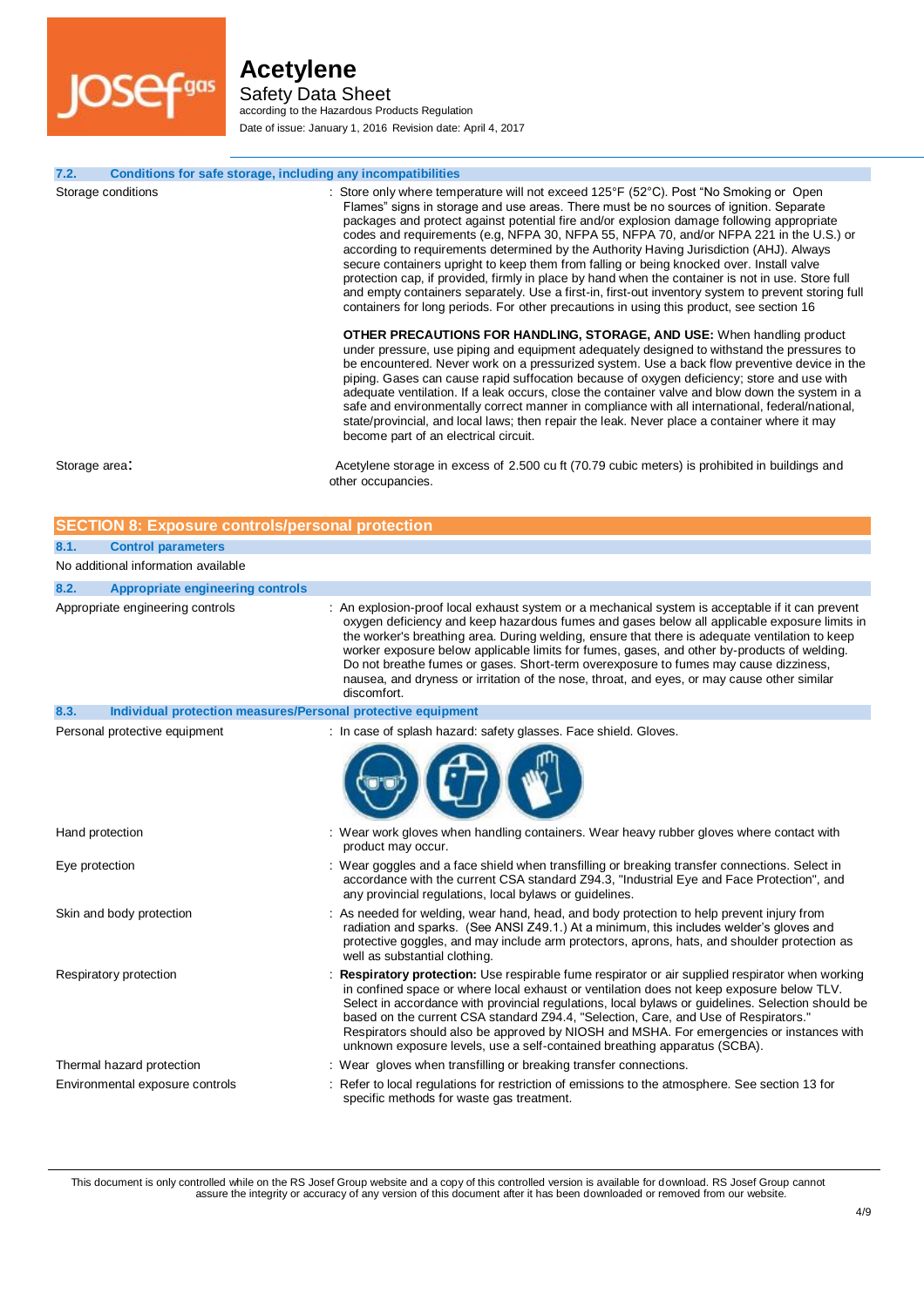### 7.2. Conditions for safe storage, including any incompatibilities

Storage conditions : Store only where temperature will not exceed 125°F (52°C). Post "No Smoking or Open Flames" signs in storage and use areas. There must be no sources of ignition. Separate packages and protect against potential fire and/or explosion damage following appropriate codes and requirements (e.g, NFPA 30, NFPA 55, NFPA 70, and/or NFPA 221 in the U.S.) or according to requirements determined by the Authority Having Jurisdiction (AHJ). Always secure containers upright to keep them from falling or being knocked over. Install valve protection cap, if provided, firmly in place by hand when the container is not in use. Store full and empty containers separately. Use a first-in, first-out inventory system to prevent storing full containers for long periods. For other precautions in using this product, see section 16

**OTHER PRECAUTIONS FOR HANDLING, STORAGE, AND USE:** When handling product under pressure, use piping and equipment adequately designed to withstand the pressures to be encountered. Never work on a pressurized system. Use a back flow preventive device in the piping. Gases can cause rapid suffocation because of oxygen deficiency; store and use with adequate ventilation. If a leak occurs, close the container valve and blow down the system in a safe and environmentally correct manner in compliance with all international, federal/national, state/provincial, and local laws; then repair the leak. Never place a container where it may become part of an electrical circuit.

Storage area: Acetylene storage in excess of 2.500 cu ft (70.79 cubic meters) is prohibited in buildings and other occupancies.

## SECTION 8: Exposure controls/personal protection

### 8.1. Control parameters

No additional information available

### 8.2. Appropriate engineering controls

Appropriate engineering controls : An explosion-proof local exhaust system or a mechanical system is acceptable if it can prevent oxygen deficiency and keep hazardous fumes and gases below all applicable exposure limits in the worker's breathing area. During welding, ensure that there is adequate ventilation to keep worker exposure below applicable limits for fumes, gases, and other by-products of welding. Do not breathe fumes or gases. Short-term overexposure to fumes may cause dizziness, nausea, and dryness or irritation of the nose, throat, and eyes, or may cause other similar discomfort.

### 8.3. Individual protection measures/Personal protective equipment

Personal protective equipment : In case of splash hazard: safety glasses. Face shield. Gloves.

Hand protection : Wear work gloves when handling containers. Wear heavy rubber gloves where contact with product may occur.

Eye protection : Wear goggles and a face shield when transfilling or breaking transfer connections. Select in accordance with the current CSA standard Z94.3, "Industrial Eye and Face Protection", and any provincial regulations, local bylaws or guidelines.

Skin and body protection : As needed for welding, wear hand, head, and body protection to help prevent injury from radiation and sparks. (See ANSI Z49.1.) At a minimum, this includes welder's gloves and protective goggles, and may include arm protectors, aprons, hats, and shoulder protection as well as substantial clothing.

Respiratory protection : **Respiratory protection:** Use respirable fume respirator or air supplied respirator when working in confined space or where local exhaust or ventilation does not keep exposure below TLV. Select in accordance with provincial regulations, local bylaws or guidelines. Selection should be based on the current CSA standard Z94.4, "Selection, Care, and Use of Respirators." Respirators should also be approved by NIOSH and MSHA. For emergencies or instances with unknown exposure levels, use a self-contained breathing apparatus (SCBA).

Thermal hazard protection : Wear gloves when transfilling or breaking transfer connections.

Environmental exposure controls : Refer to local regulations for restriction of emissions to the atmosphere. See section 13 for specific methods for waste gas treatment.

This document is only controlled while on the RS Josef Group website and a copy of this controlled version is available for download. RS Josef Group cannot assure the integrity or accuracy of any version of this document after it has been downloaded or removed from our website.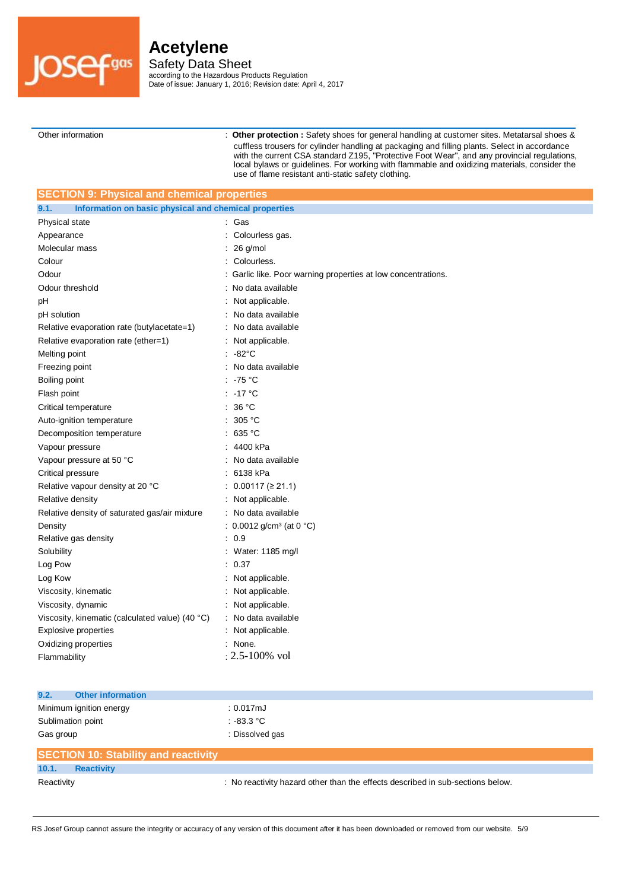| | |
|---|---|
| Other information | : **Other protection :** Safety shoes for general handling at customer sites. Metatarsal shoes & cuffless trousers for cylinder handling at packaging and filling plants. Select in accordance with the current CSA standard Z195, "Protective Foot Wear", and any provincial regulations, local bylaws or guidelines. For working with flammable and oxidizing materials, consider the use of flame resistant anti-static safety clothing. |

## SECTION 9: Physical and chemical properties

### 9.1. Information on basic physical and chemical properties

| | |
|---|---|
| Physical state | : Gas |
| Appearance | : Colourless gas. |
| Molecular mass | : 26 g/mol |
| Colour | : Colourless. |
| Odour | : Garlic like. Poor warning properties at low concentrations. |
| Odour threshold | : No data available |
| pH | : Not applicable. |
| pH solution | : No data available |
| Relative evaporation rate (butylacetate=1) | : No data available |
| Relative evaporation rate (ether=1) | : Not applicable. |
| Melting point | : -82°C |
| Freezing point | : No data available |
| Boiling point | : -75 °C |
| Flash point | : -17 °C |
| Critical temperature | : 36 °C |
| Auto-ignition temperature | : 305 °C |
| Decomposition temperature | : 635 °C |
| Vapour pressure | : 4400 kPa |
| Vapour pressure at 50 °C | : No data available |
| Critical pressure | : 6138 kPa |
| Relative vapour density at 20 °C | : 0.00117 (≥ 21.1) |
| Relative density | : Not applicable. |
| Relative density of saturated gas/air mixture | : No data available |
| Density | : 0.0012 g/cm³ (at 0 °C) |
| Relative gas density | : 0.9 |
| Solubility | : Water: 1185 mg/l |
| Log Pow | : 0.37 |
| Log Kow | : Not applicable. |
| Viscosity, kinematic | : Not applicable. |
| Viscosity, dynamic | : Not applicable. |
| Viscosity, kinematic (calculated value) (40 °C) | : No data available |
| Explosive properties | : Not applicable. |
| Oxidizing properties | : None. |
| Flammability | : 2.5-100% vol |

### 9.2. Other information

| | |
|---|---|
| Minimum ignition energy | : 0.017mJ |
| Sublimation point | : -83.3 °C |
| Gas group | : Dissolved gas |

## SECTION 10: Stability and reactivity

### 10.1. Reactivity

| | |
|---|---|
| Reactivity | : No reactivity hazard other than the effects described in sub-sections below. |

RS Josef Group cannot assure the integrity or accuracy of any version of this document after it has been downloaded or removed from our website.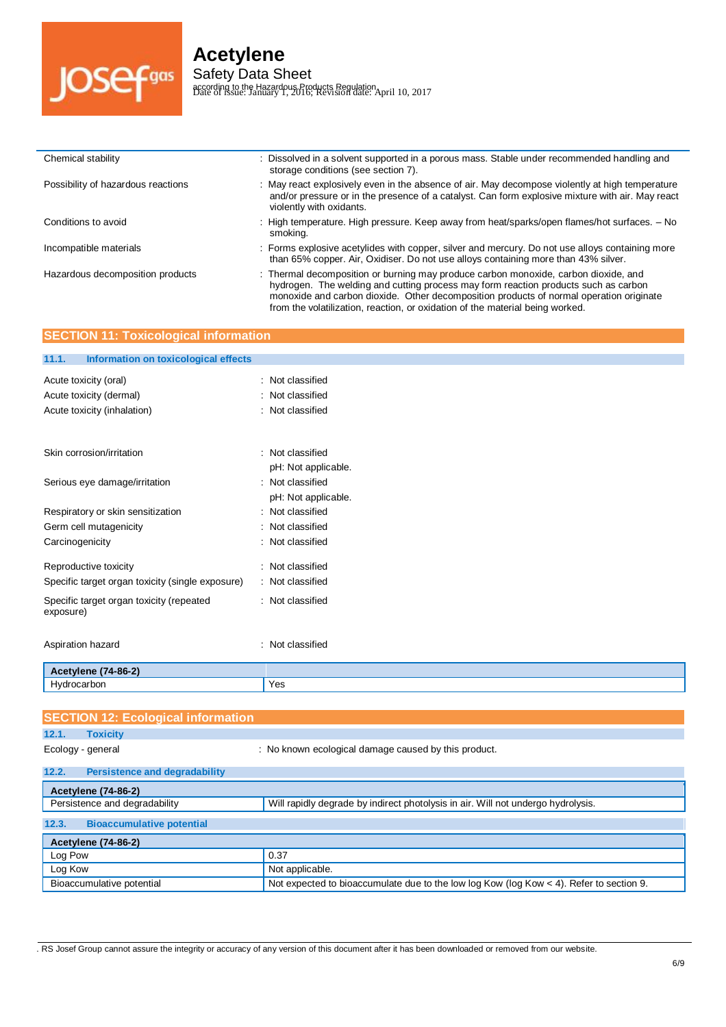| | |
|---|---|
| Chemical stability | : Dissolved in a solvent supported in a porous mass. Stable under recommended handling and storage conditions (see section 7). |
| Possibility of hazardous reactions | : May react explosively even in the absence of air. May decompose violently at high temperature and/or pressure or in the presence of a catalyst. Can form explosive mixture with air. May react violently with oxidants. |
| Conditions to avoid | : High temperature. High pressure. Keep away from heat/sparks/open flames/hot surfaces. – No smoking. |
| Incompatible materials | : Forms explosive acetylides with copper, silver and mercury. Do not use alloys containing more than 65% copper. Air, Oxidiser. Do not use alloys containing more than 43% silver. |
| Hazardous decomposition products | : Thermal decomposition or burning may produce carbon monoxide, carbon dioxide, and hydrogen. The welding and cutting process may form reaction products such as carbon monoxide and carbon dioxide. Other decomposition products of normal operation originate from the volatilization, reaction, or oxidation of the material being worked. |

## SECTION 11: Toxicological information

### 11.1. Information on toxicological effects

| | |
|---|---|
| Acute toxicity (oral) | : Not classified |
| Acute toxicity (dermal) | : Not classified |
| Acute toxicity (inhalation) | : Not classified |
| Skin corrosion/irritation | : Not classified<br>pH: Not applicable. |
| Serious eye damage/irritation | : Not classified<br>pH: Not applicable. |
| Respiratory or skin sensitization | : Not classified |
| Germ cell mutagenicity | : Not classified |
| Carcinogenicity | : Not classified |
| Reproductive toxicity | : Not classified |
| Specific target organ toxicity (single exposure) | : Not classified |
| Specific target organ toxicity (repeated exposure) | : Not classified |
| Aspiration hazard | : Not classified |

| **Acetylene (74-86-2)** | |
|---|---|
| Hydrocarbon | Yes |

## SECTION 12: Ecological information

### 12.1. Toxicity

| | |
|---|---|
| Ecology - general | : No known ecological damage caused by this product. |

### 12.2. Persistence and degradability

| **Acetylene (74-86-2)** | |
|---|---|
| Persistence and degradability | Will rapidly degrade by indirect photolysis in air. Will not undergo hydrolysis. |

### 12.3. Bioaccumulative potential

| **Acetylene (74-86-2)** | |
|---|---|
| Log Pow | 0.37 |
| Log Kow | Not applicable. |
| Bioaccumulative potential | Not expected to bioaccumulate due to the low log Kow (log Kow < 4). Refer to section 9. |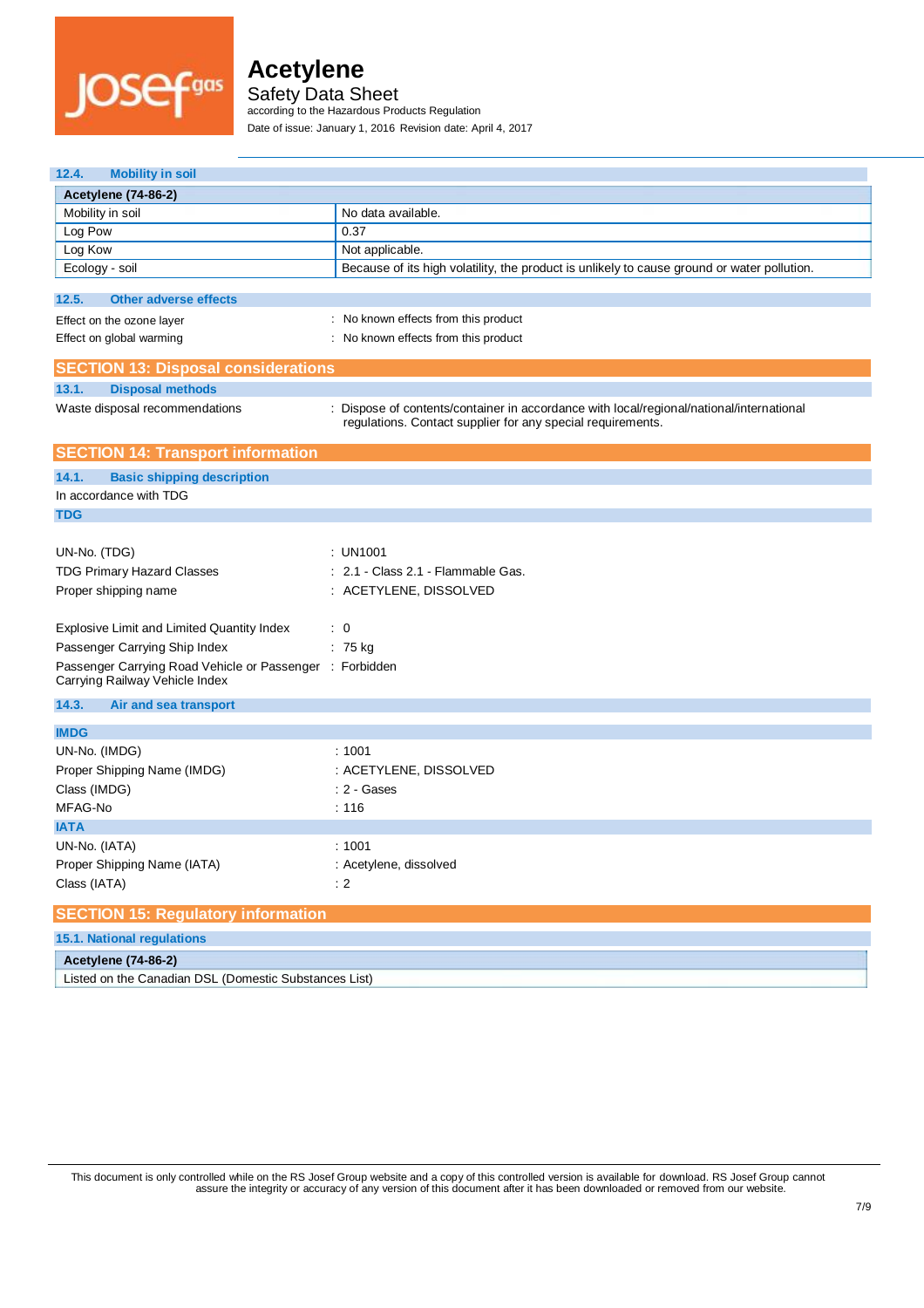### 12.4. Mobility in soil

| Acetylene (74-86-2) | |
|---|---|
| Mobility in soil | No data available. |
| Log Pow | 0.37 |
| Log Kow | Not applicable. |
| Ecology - soil | Because of its high volatility, the product is unlikely to cause ground or water pollution. |

### 12.5. Other adverse effects

Effect on the ozone layer : No known effects from this product

Effect on global warming : No known effects from this product

## SECTION 13: Disposal considerations

### 13.1. Disposal methods

Waste disposal recommendations : Dispose of contents/container in accordance with local/regional/national/international regulations. Contact supplier for any special requirements.

## SECTION 14: Transport information

### 14.1. Basic shipping description

In accordance with TDG

#### TDG

UN-No. (TDG) : UN1001

TDG Primary Hazard Classes : 2.1 - Class 2.1 - Flammable Gas.

Proper shipping name : ACETYLENE, DISSOLVED

Explosive Limit and Limited Quantity Index : 0

Passenger Carrying Ship Index : 75 kg

Passenger Carrying Road Vehicle or Passenger Carrying Railway Vehicle Index : Forbidden

### 14.3. Air and sea transport

#### IMDG

UN-No. (IMDG) : 1001

Proper Shipping Name (IMDG) : ACETYLENE, DISSOLVED

Class (IMDG) : 2 - Gases

MFAG-No : 116

#### IATA

UN-No. (IATA) : 1001

Proper Shipping Name (IATA) : Acetylene, dissolved

Class (IATA) : 2

## SECTION 15: Regulatory information

### 15.1. National regulations

| Acetylene (74-86-2) |
|---|
| Listed on the Canadian DSL (Domestic Substances List) |

This document is only controlled while on the RS Josef Group website and a copy of this controlled version is available for download. RS Josef Group cannot assure the integrity or accuracy of any version of this document after it has been downloaded or removed from our website.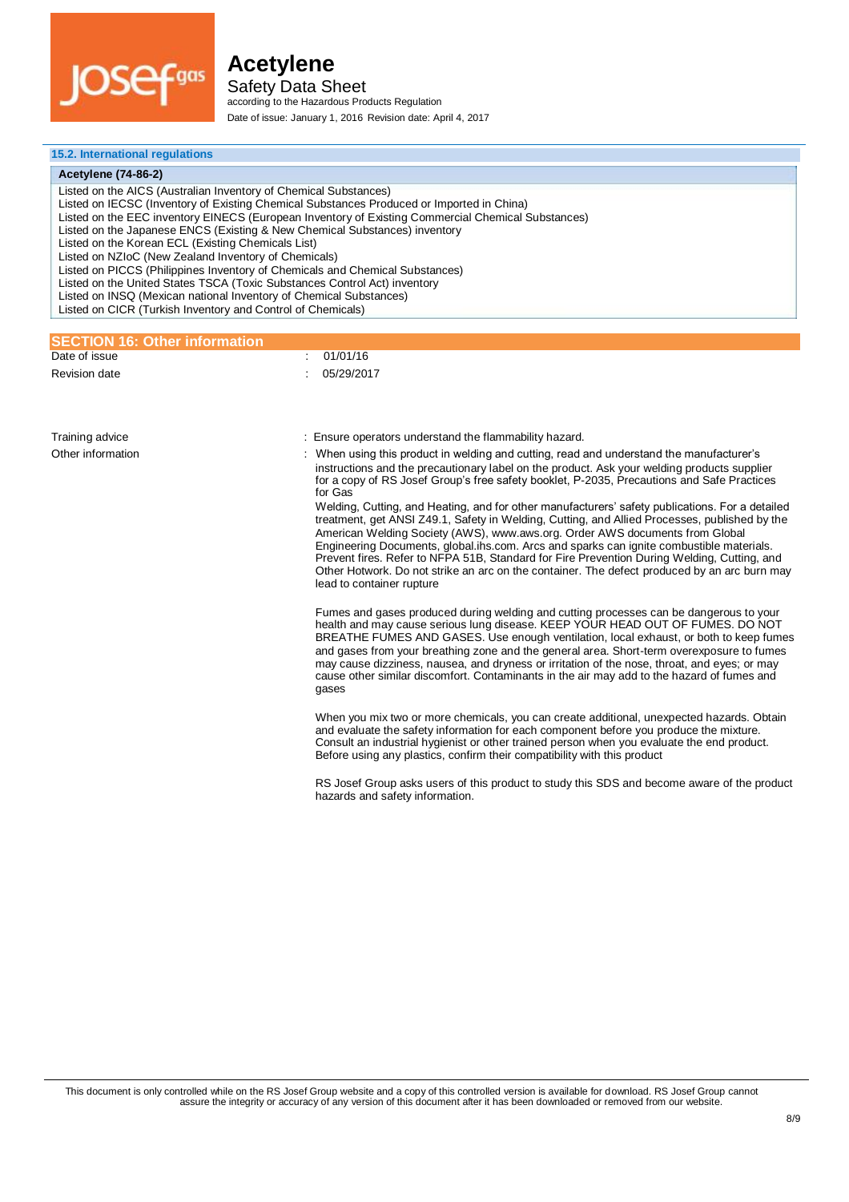### 15.2. International regulations

**Acetylene (74-86-2)**

Listed on the AICS (Australian Inventory of Chemical Substances)
Listed on IECSC (Inventory of Existing Chemical Substances Produced or Imported in China)
Listed on the EEC inventory EINECS (European Inventory of Existing Commercial Chemical Substances)
Listed on the Japanese ENCS (Existing & New Chemical Substances) inventory
Listed on the Korean ECL (Existing Chemicals List)
Listed on NZIoC (New Zealand Inventory of Chemicals)
Listed on PICCS (Philippines Inventory of Chemicals and Chemical Substances)
Listed on the United States TSCA (Toxic Substances Control Act) inventory
Listed on INSQ (Mexican national Inventory of Chemical Substances)
Listed on CICR (Turkish Inventory and Control of Chemicals)

## SECTION 16: Other information

Date of issue : 01/01/16

Revision date : 05/29/2017

Training advice : Ensure operators understand the flammability hazard.

Other information : When using this product in welding and cutting, read and understand the manufacturer's instructions and the precautionary label on the product. Ask your welding products supplier for a copy of RS Josef Group's free safety booklet, P-2035, Precautions and Safe Practices for Gas Welding, Cutting, and Heating, and for other manufacturers' safety publications. For a detailed treatment, get ANSI Z49.1, Safety in Welding, Cutting, and Allied Processes, published by the American Welding Society (AWS), www.aws.org. Order AWS documents from Global Engineering Documents, global.ihs.com. Arcs and sparks can ignite combustible materials. Prevent fires. Refer to NFPA 51B, Standard for Fire Prevention During Welding, Cutting, and Other Hotwork. Do not strike an arc on the container. The defect produced by an arc burn may lead to container rupture

Fumes and gases produced during welding and cutting processes can be dangerous to your health and may cause serious lung disease. KEEP YOUR HEAD OUT OF FUMES. DO NOT BREATHE FUMES AND GASES. Use enough ventilation, local exhaust, or both to keep fumes and gases from your breathing zone and the general area. Short-term overexposure to fumes may cause dizziness, nausea, and dryness or irritation of the nose, throat, and eyes; or may cause other similar discomfort. Contaminants in the air may add to the hazard of fumes and gases

When you mix two or more chemicals, you can create additional, unexpected hazards. Obtain and evaluate the safety information for each component before you produce the mixture. Consult an industrial hygienist or other trained person when you evaluate the end product. Before using any plastics, confirm their compatibility with this product

RS Josef Group asks users of this product to study this SDS and become aware of the product hazards and safety information.

This document is only controlled while on the RS Josef Group website and a copy of this controlled version is available for download. RS Josef Group cannot assure the integrity or accuracy of any version of this document after it has been downloaded or removed from our website.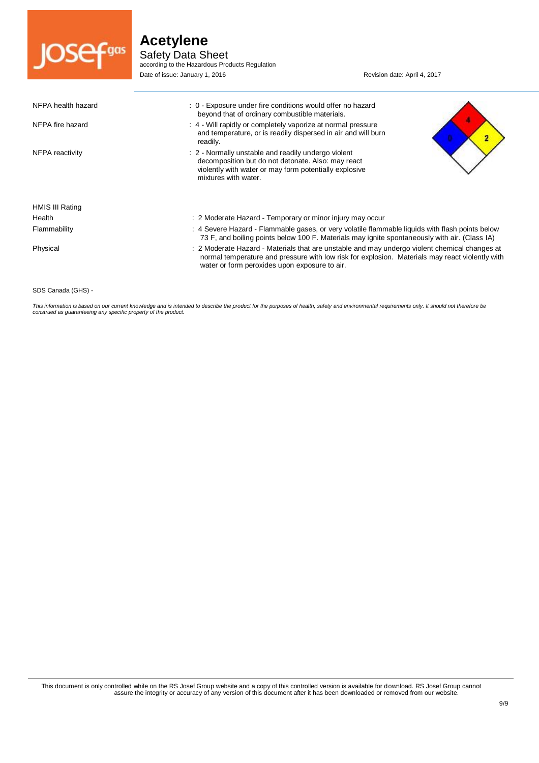NFPA health hazard : 0 - Exposure under fire conditions would offer no hazard beyond that of ordinary combustible materials.

NFPA fire hazard : 4 - Will rapidly or completely vaporize at normal pressure and temperature, or is readily dispersed in air and will burn readily.

NFPA reactivity : 2 - Normally unstable and readily undergo violent decomposition but do not detonate. Also: may react violently with water or may form potentially explosive mixtures with water.

HMIS III Rating

Health : 2 Moderate Hazard - Temporary or minor injury may occur

Flammability : 4 Severe Hazard - Flammable gases, or very volatile flammable liquids with flash points below 73 F, and boiling points below 100 F. Materials may ignite spontaneously with air. (Class IA)

Physical : 2 Moderate Hazard - Materials that are unstable and may undergo violent chemical changes at normal temperature and pressure with low risk for explosion. Materials may react violently with water or form peroxides upon exposure to air.

SDS Canada (GHS) -

*This information is based on our current knowledge and is intended to describe the product for the purposes of health, safety and environmental requirements only. It should not therefore be construed as guaranteeing any specific property of the product.*

This document is only controlled while on the RS Josef Group website and a copy of this controlled version is available for download. RS Josef Group cannot assure the integrity or accuracy of any version of this document after it has been downloaded or removed from our website.